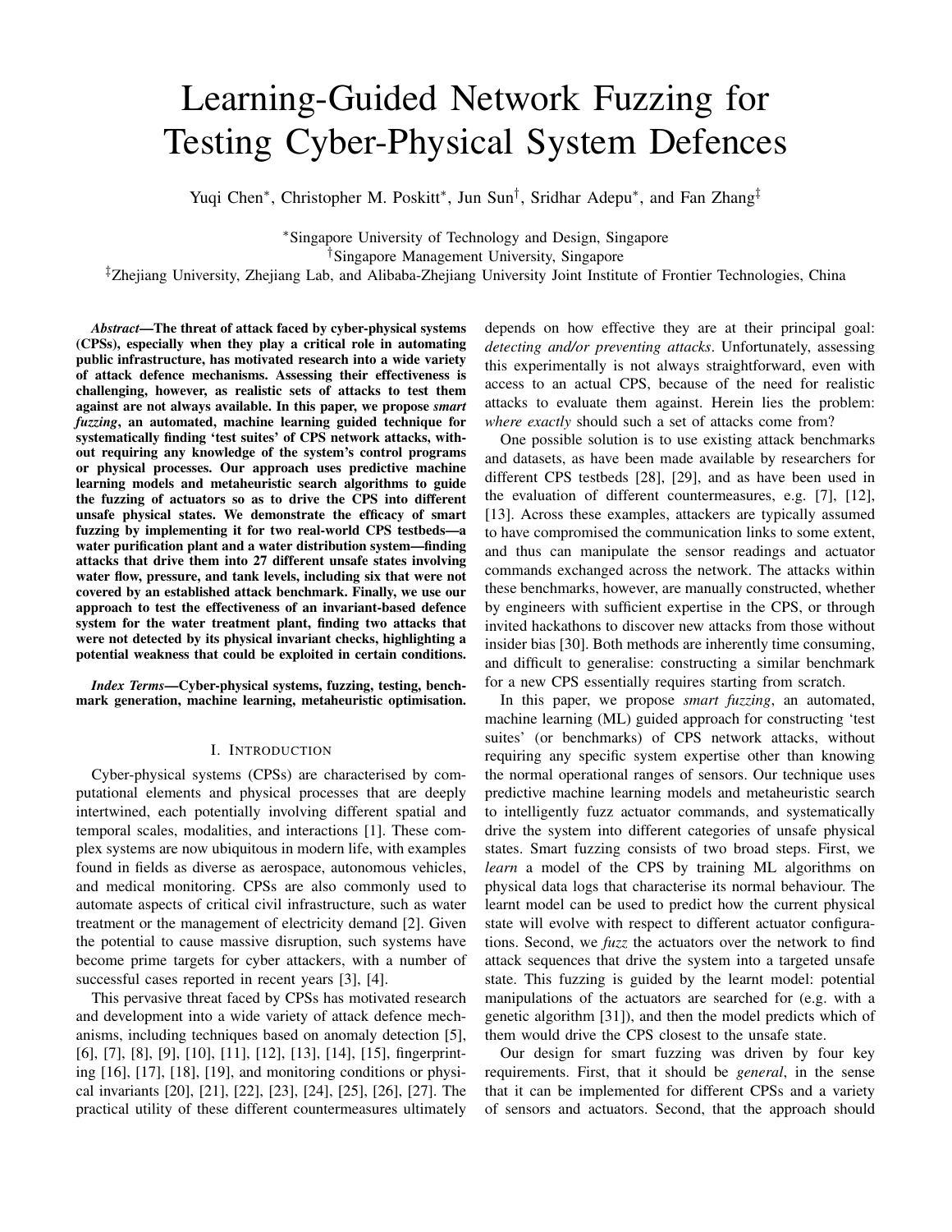# Learning-Guided Network Fuzzing for Testing Cyber-Physical System Defences

Yuqi Chen*, Christopher M. Poskitt*, Jun Sun†, Sridhar Adepu*, and Fan Zhang‡

*Singapore University of Technology and Design, Singapore
†Singapore Management University, Singapore
‡Zhejiang University, Zhejiang Lab, and Alibaba-Zhejiang University Joint Institute of Frontier Technologies, China

***Abstract*—The threat of attack faced by cyber-physical systems (CPSs), especially when they play a critical role in automating public infrastructure, has motivated research into a wide variety of attack defence mechanisms. Assessing their effectiveness is challenging, however, as realistic sets of attacks to test them against are not always available. In this paper, we propose *smart fuzzing*, an automated, machine learning guided technique for systematically finding 'test suites' of CPS network attacks, without requiring any knowledge of the system's control programs or physical processes. Our approach uses predictive machine learning models and metaheuristic search algorithms to guide the fuzzing of actuators so as to drive the CPS into different unsafe physical states. We demonstrate the efficacy of smart fuzzing by implementing it for two real-world CPS testbeds—a water purification plant and a water distribution system—finding attacks that drive them into 27 different unsafe states involving water flow, pressure, and tank levels, including six that were not covered by an established attack benchmark. Finally, we use our approach to test the effectiveness of an invariant-based defence system for the water treatment plant, finding two attacks that were not detected by its physical invariant checks, highlighting a potential weakness that could be exploited in certain conditions.**

***Index Terms*—Cyber-physical systems, fuzzing, testing, benchmark generation, machine learning, metaheuristic optimisation.**

## I. Introduction

Cyber-physical systems (CPSs) are characterised by computational elements and physical processes that are deeply intertwined, each potentially involving different spatial and temporal scales, modalities, and interactions [1]. These complex systems are now ubiquitous in modern life, with examples found in fields as diverse as aerospace, autonomous vehicles, and medical monitoring. CPSs are also commonly used to automate aspects of critical civil infrastructure, such as water treatment or the management of electricity demand [2]. Given the potential to cause massive disruption, such systems have become prime targets for cyber attackers, with a number of successful cases reported in recent years [3], [4].

This pervasive threat faced by CPSs has motivated research and development into a wide variety of attack defence mechanisms, including techniques based on anomaly detection [5], [6], [7], [8], [9], [10], [11], [12], [13], [14], [15], fingerprinting [16], [17], [18], [19], and monitoring conditions or physical invariants [20], [21], [22], [23], [24], [25], [26], [27]. The practical utility of these different countermeasures ultimately depends on how effective they are at their principal goal: *detecting and/or preventing attacks*. Unfortunately, assessing this experimentally is not always straightforward, even with access to an actual CPS, because of the need for realistic attacks to evaluate them against. Herein lies the problem: *where exactly* should such a set of attacks come from?

One possible solution is to use existing attack benchmarks and datasets, as have been made available by researchers for different CPS testbeds [28], [29], and as have been used in the evaluation of different countermeasures, e.g. [7], [12], [13]. Across these examples, attackers are typically assumed to have compromised the communication links to some extent, and thus can manipulate the sensor readings and actuator commands exchanged across the network. The attacks within these benchmarks, however, are manually constructed, whether by engineers with sufficient expertise in the CPS, or through invited hackathons to discover new attacks from those without insider bias [30]. Both methods are inherently time consuming, and difficult to generalise: constructing a similar benchmark for a new CPS essentially requires starting from scratch.

In this paper, we propose *smart fuzzing*, an automated, machine learning (ML) guided approach for constructing 'test suites' (or benchmarks) of CPS network attacks, without requiring any specific system expertise other than knowing the normal operational ranges of sensors. Our technique uses predictive machine learning models and metaheuristic search to intelligently fuzz actuator commands, and systematically drive the system into different categories of unsafe physical states. Smart fuzzing consists of two broad steps. First, we *learn* a model of the CPS by training ML algorithms on physical data logs that characterise its normal behaviour. The learnt model can be used to predict how the current physical state will evolve with respect to different actuator configurations. Second, we *fuzz* the actuators over the network to find attack sequences that drive the system into a targeted unsafe state. This fuzzing is guided by the learnt model: potential manipulations of the actuators are searched for (e.g. with a genetic algorithm [31]), and then the model predicts which of them would drive the CPS closest to the unsafe state.

Our design for smart fuzzing was driven by four key requirements. First, that it should be *general*, in the sense that it can be implemented for different CPSs and a variety of sensors and actuators. Second, that the approach should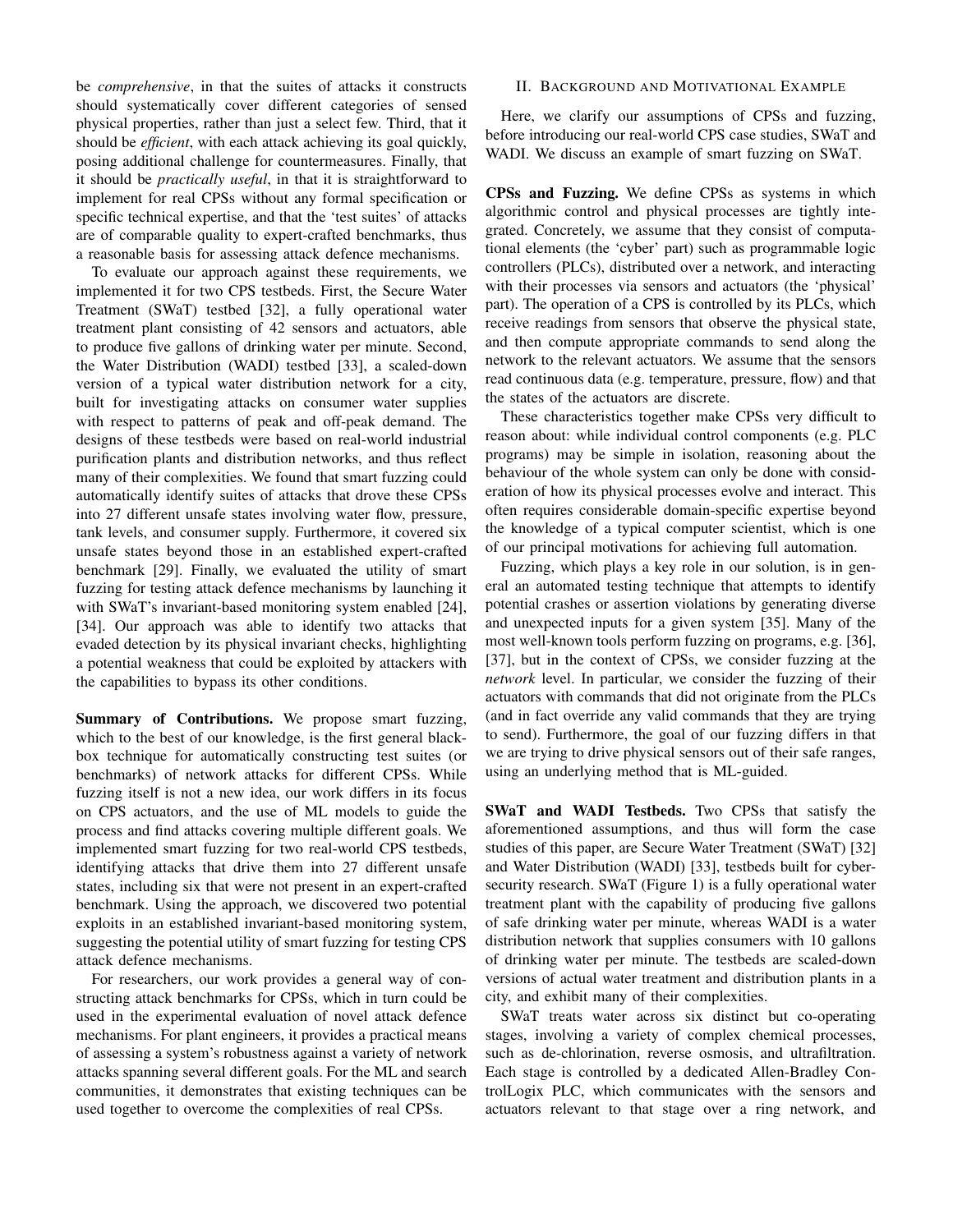be *comprehensive*, in that the suites of attacks it constructs should systematically cover different categories of sensed physical properties, rather than just a select few. Third, that it should be *efficient*, with each attack achieving its goal quickly, posing additional challenge for countermeasures. Finally, that it should be *practically useful*, in that it is straightforward to implement for real CPSs without any formal specification or specific technical expertise, and that the 'test suites' of attacks are of comparable quality to expert-crafted benchmarks, thus a reasonable basis for assessing attack defence mechanisms.

To evaluate our approach against these requirements, we implemented it for two CPS testbeds. First, the Secure Water Treatment (SWaT) testbed [32], a fully operational water treatment plant consisting of 42 sensors and actuators, able to produce five gallons of drinking water per minute. Second, the Water Distribution (WADI) testbed [33], a scaled-down version of a typical water distribution network for a city, built for investigating attacks on consumer water supplies with respect to patterns of peak and off-peak demand. The designs of these testbeds were based on real-world industrial purification plants and distribution networks, and thus reflect many of their complexities. We found that smart fuzzing could automatically identify suites of attacks that drove these CPSs into 27 different unsafe states involving water flow, pressure, tank levels, and consumer supply. Furthermore, it covered six unsafe states beyond those in an established expert-crafted benchmark [29]. Finally, we evaluated the utility of smart fuzzing for testing attack defence mechanisms by launching it with SWaT's invariant-based monitoring system enabled [24], [34]. Our approach was able to identify two attacks that evaded detection by its physical invariant checks, highlighting a potential weakness that could be exploited by attackers with the capabilities to bypass its other conditions.

**Summary of Contributions.** We propose smart fuzzing, which to the best of our knowledge, is the first general black-box technique for automatically constructing test suites (or benchmarks) of network attacks for different CPSs. While fuzzing itself is not a new idea, our work differs in its focus on CPS actuators, and the use of ML models to guide the process and find attacks covering multiple different goals. We implemented smart fuzzing for two real-world CPS testbeds, identifying attacks that drive them into 27 different unsafe states, including six that were not present in an expert-crafted benchmark. Using the approach, we discovered two potential exploits in an established invariant-based monitoring system, suggesting the potential utility of smart fuzzing for testing CPS attack defence mechanisms.

For researchers, our work provides a general way of constructing attack benchmarks for CPSs, which in turn could be used in the experimental evaluation of novel attack defence mechanisms. For plant engineers, it provides a practical means of assessing a system's robustness against a variety of network attacks spanning several different goals. For the ML and search communities, it demonstrates that existing techniques can be used together to overcome the complexities of real CPSs.

## II. Background and Motivational Example

Here, we clarify our assumptions of CPSs and fuzzing, before introducing our real-world CPS case studies, SWaT and WADI. We discuss an example of smart fuzzing on SWaT.

**CPSs and Fuzzing.** We define CPSs as systems in which algorithmic control and physical processes are tightly integrated. Concretely, we assume that they consist of computational elements (the 'cyber' part) such as programmable logic controllers (PLCs), distributed over a network, and interacting with their processes via sensors and actuators (the 'physical' part). The operation of a CPS is controlled by its PLCs, which receive readings from sensors that observe the physical state, and then compute appropriate commands to send along the network to the relevant actuators. We assume that the sensors read continuous data (e.g. temperature, pressure, flow) and that the states of the actuators are discrete.

These characteristics together make CPSs very difficult to reason about: while individual control components (e.g. PLC programs) may be simple in isolation, reasoning about the behaviour of the whole system can only be done with consideration of how its physical processes evolve and interact. This often requires considerable domain-specific expertise beyond the knowledge of a typical computer scientist, which is one of our principal motivations for achieving full automation.

Fuzzing, which plays a key role in our solution, is in general an automated testing technique that attempts to identify potential crashes or assertion violations by generating diverse and unexpected inputs for a given system [35]. Many of the most well-known tools perform fuzzing on programs, e.g. [36], [37], but in the context of CPSs, we consider fuzzing at the *network* level. In particular, we consider the fuzzing of their actuators with commands that did not originate from the PLCs (and in fact override any valid commands that they are trying to send). Furthermore, the goal of our fuzzing differs in that we are trying to drive physical sensors out of their safe ranges, using an underlying method that is ML-guided.

**SWaT and WADI Testbeds.** Two CPSs that satisfy the aforementioned assumptions, and thus will form the case studies of this paper, are Secure Water Treatment (SWaT) [32] and Water Distribution (WADI) [33], testbeds built for cyber-security research. SWaT (Figure 1) is a fully operational water treatment plant with the capability of producing five gallons of safe drinking water per minute, whereas WADI is a water distribution network that supplies consumers with 10 gallons of drinking water per minute. The testbeds are scaled-down versions of actual water treatment and distribution plants in a city, and exhibit many of their complexities.

SWaT treats water across six distinct but co-operating stages, involving a variety of complex chemical processes, such as de-chlorination, reverse osmosis, and ultrafiltration. Each stage is controlled by a dedicated Allen-Bradley ControlLogix PLC, which communicates with the sensors and actuators relevant to that stage over a ring network, and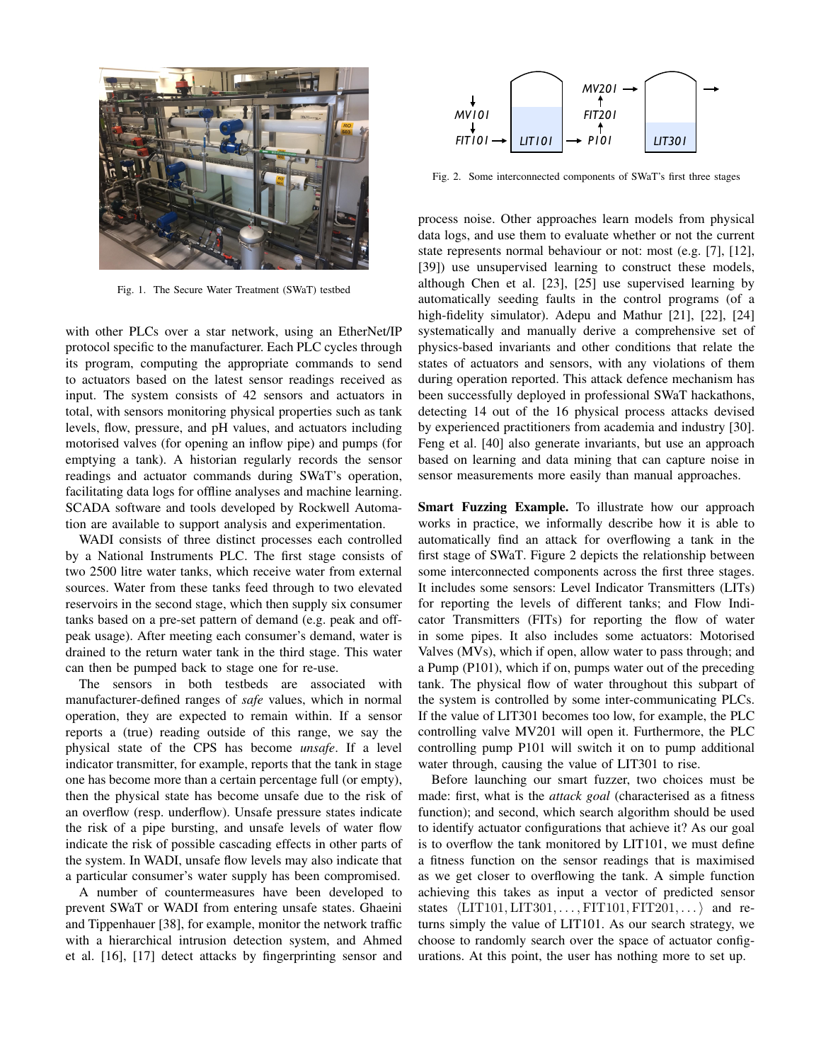Fig. 1. The Secure Water Treatment (SWaT) testbed

with other PLCs over a star network, using an EtherNet/IP protocol specific to the manufacturer. Each PLC cycles through its program, computing the appropriate commands to send to actuators based on the latest sensor readings received as input. The system consists of 42 sensors and actuators in total, with sensors monitoring physical properties such as tank levels, flow, pressure, and pH values, and actuators including motorised valves (for opening an inflow pipe) and pumps (for emptying a tank). A historian regularly records the sensor readings and actuator commands during SWaT's operation, facilitating data logs for offline analyses and machine learning. SCADA software and tools developed by Rockwell Automation are available to support analysis and experimentation.

WADI consists of three distinct processes each controlled by a National Instruments PLC. The first stage consists of two 2500 litre water tanks, which receive water from external sources. Water from these tanks feed through to two elevated reservoirs in the second stage, which then supply six consumer tanks based on a pre-set pattern of demand (e.g. peak and off-peak usage). After meeting each consumer's demand, water is drained to the return water tank in the third stage. This water can then be pumped back to stage one for re-use.

The sensors in both testbeds are associated with manufacturer-defined ranges of *safe* values, which in normal operation, they are expected to remain within. If a sensor reports a (true) reading outside of this range, we say the physical state of the CPS has become *unsafe*. If a level indicator transmitter, for example, reports that the tank in stage one has become more than a certain percentage full (or empty), then the physical state has become unsafe due to the risk of an overflow (resp. underflow). Unsafe pressure states indicate the risk of a pipe bursting, and unsafe levels of water flow indicate the risk of possible cascading effects in other parts of the system. In WADI, unsafe flow levels may also indicate that a particular consumer's water supply has been compromised.

A number of countermeasures have been developed to prevent SWaT or WADI from entering unsafe states. Ghaeini and Tippenhauer [38], for example, monitor the network traffic with a hierarchical intrusion detection system, and Ahmed et al. [16], [17] detect attacks by fingerprinting sensor and process noise. Other approaches learn models from physical data logs, and use them to evaluate whether or not the current state represents normal behaviour or not: most (e.g. [7], [12], [39]) use unsupervised learning to construct these models, although Chen et al. [23], [25] use supervised learning by automatically seeding faults in the control programs (of a high-fidelity simulator). Adepu and Mathur [21], [22], [24] systematically and manually derive a comprehensive set of physics-based invariants and other conditions that relate the states of actuators and sensors, with any violations of them during operation reported. This attack defence mechanism has been successfully deployed in professional SWaT hackathons, detecting 14 out of the 16 physical process attacks devised by experienced practitioners from academia and industry [30]. Feng et al. [40] also generate invariants, but use an approach based on learning and data mining that can capture noise in sensor measurements more easily than manual approaches.

Fig. 2. Some interconnected components of SWaT's first three stages

**Smart Fuzzing Example.** To illustrate how our approach works in practice, we informally describe how it is able to automatically find an attack for overflowing a tank in the first stage of SWaT. Figure 2 depicts the relationship between some interconnected components across the first three stages. It includes some sensors: Level Indicator Transmitters (LITs) for reporting the levels of different tanks; and Flow Indicator Transmitters (FITs) for reporting the flow of water in some pipes. It also includes some actuators: Motorised Valves (MVs), which if open, allow water to pass through; and a Pump (P101), which if on, pumps water out of the preceding tank. The physical flow of water throughout this subpart of the system is controlled by some inter-communicating PLCs. If the value of LIT301 becomes too low, for example, the PLC controlling valve MV201 will open it. Furthermore, the PLC controlling pump P101 will switch it on to pump additional water through, causing the value of LIT301 to rise.

Before launching our smart fuzzer, two choices must be made: first, what is the *attack goal* (characterised as a fitness function); and second, which search algorithm should be used to identify actuator configurations that achieve it? As our goal is to overflow the tank monitored by LIT101, we must define a fitness function on the sensor readings that is maximised as we get closer to overflowing the tank. A simple function achieving this takes as input a vector of predicted sensor states $\langle \mathrm{LIT101}, \mathrm{LIT301}, \ldots, \mathrm{FIT101}, \mathrm{FIT201}, \ldots \rangle$ and returns simply the value of LIT101. As our search strategy, we choose to randomly search over the space of actuator configurations. At this point, the user has nothing more to set up.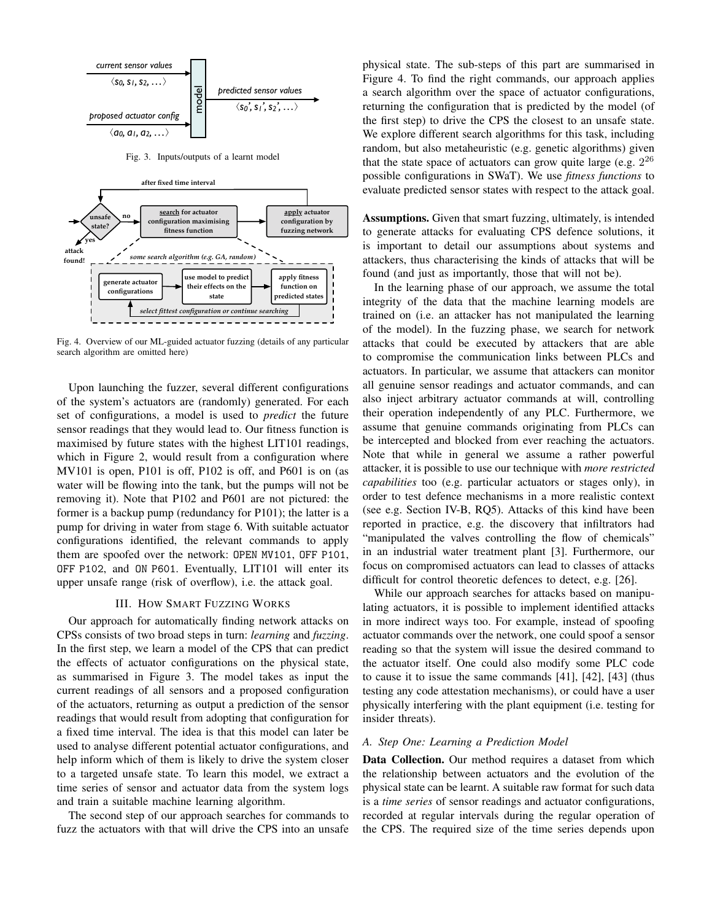Fig. 3. Inputs/outputs of a learnt model

Fig. 4. Overview of our ML-guided actuator fuzzing (details of any particular search algorithm are omitted here)

Upon launching the fuzzer, several different configurations of the system's actuators are (randomly) generated. For each set of configurations, a model is used to *predict* the future sensor readings that they would lead to. Our fitness function is maximised by future states with the highest LIT101 readings, which in Figure 2, would result from a configuration where MV101 is open, P101 is off, P102 is off, and P601 is on (as water will be flowing into the tank, but the pumps will not be removing it). Note that P102 and P601 are not pictured: the former is a backup pump (redundancy for P101); the latter is a pump for driving in water from stage 6. With suitable actuator configurations identified, the relevant commands to apply them are spoofed over the network: `OPEN MV101`, `OFF P101`, `OFF P102`, and `ON P601`. Eventually, LIT101 will enter its upper unsafe range (risk of overflow), i.e. the attack goal.

## III. How Smart Fuzzing Works

Our approach for automatically finding network attacks on CPSs consists of two broad steps in turn: *learning* and *fuzzing*. In the first step, we learn a model of the CPS that can predict the effects of actuator configurations on the physical state, as summarised in Figure 3. The model takes as input the current readings of all sensors and a proposed configuration of the actuators, returning as output a prediction of the sensor readings that would result from adopting that configuration for a fixed time interval. The idea is that this model can later be used to analyse different potential actuator configurations, and help inform which of them is likely to drive the system closer to a targeted unsafe state. To learn this model, we extract a time series of sensor and actuator data from the system logs and train a suitable machine learning algorithm.

The second step of our approach searches for commands to fuzz the actuators with that will drive the CPS into an unsafe physical state. The sub-steps of this part are summarised in Figure 4. To find the right commands, our approach applies a search algorithm over the space of actuator configurations, returning the configuration that is predicted by the model (of the first step) to drive the CPS the closest to an unsafe state. We explore different search algorithms for this task, including random, but also metaheuristic (e.g. genetic algorithms) given that the state space of actuators can grow quite large (e.g. $2^{26}$ possible configurations in SWaT). We use *fitness functions* to evaluate predicted sensor states with respect to the attack goal.

**Assumptions.** Given that smart fuzzing, ultimately, is intended to generate attacks for evaluating CPS defence solutions, it is important to detail our assumptions about systems and attackers, thus characterising the kinds of attacks that will be found (and just as importantly, those that will not be).

In the learning phase of our approach, we assume the total integrity of the data that the machine learning models are trained on (i.e. an attacker has not manipulated the learning of the model). In the fuzzing phase, we search for network attacks that could be executed by attackers that are able to compromise the communication links between PLCs and actuators. In particular, we assume that attackers can monitor all genuine sensor readings and actuator commands, and can also inject arbitrary actuator commands at will, controlling their operation independently of any PLC. Furthermore, we assume that genuine commands originating from PLCs can be intercepted and blocked from ever reaching the actuators. Note that while in general we assume a rather powerful attacker, it is possible to use our technique with *more restricted capabilities* too (e.g. particular actuators or stages only), in order to test defence mechanisms in a more realistic context (see e.g. Section IV-B, RQ5). Attacks of this kind have been reported in practice, e.g. the discovery that infiltrators had "manipulated the valves controlling the flow of chemicals" in an industrial water treatment plant [3]. Furthermore, our focus on compromised actuators can lead to classes of attacks difficult for control theoretic defences to detect, e.g. [26].

While our approach searches for attacks based on manipulating actuators, it is possible to implement identified attacks in more indirect ways too. For example, instead of spoofing actuator commands over the network, one could spoof a sensor reading so that the system will issue the desired command to the actuator itself. One could also modify some PLC code to cause it to issue the same commands [41], [42], [43] (thus testing any code attestation mechanisms), or could have a user physically interfering with the plant equipment (i.e. testing for insider threats).

### A. Step One: Learning a Prediction Model

**Data Collection.** Our method requires a dataset from which the relationship between actuators and the evolution of the physical state can be learnt. A suitable raw format for such data is a *time series* of sensor readings and actuator configurations, recorded at regular intervals during the regular operation of the CPS. The required size of the time series depends upon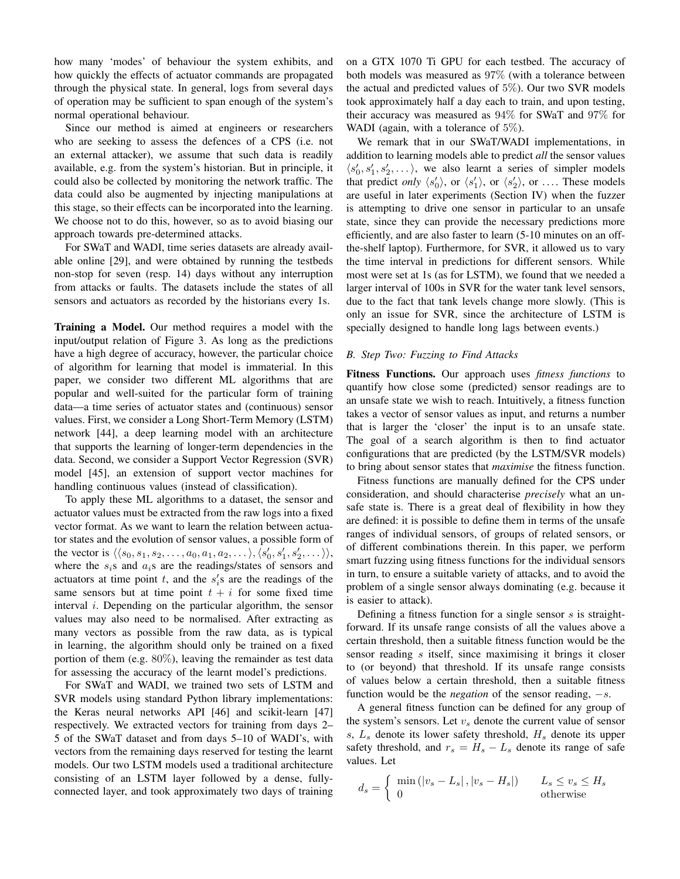how many 'modes' of behaviour the system exhibits, and how quickly the effects of actuator commands are propagated through the physical state. In general, logs from several days of operation may be sufficient to span enough of the system's normal operational behaviour.

Since our method is aimed at engineers or researchers who are seeking to assess the defences of a CPS (i.e. not an external attacker), we assume that such data is readily available, e.g. from the system's historian. But in principle, it could also be collected by monitoring the network traffic. The data could also be augmented by injecting manipulations at this stage, so their effects can be incorporated into the learning. We choose not to do this, however, so as to avoid biasing our approach towards pre-determined attacks.

For SWaT and WADI, time series datasets are already available online [29], and were obtained by running the testbeds non-stop for seven (resp. 14) days without any interruption from attacks or faults. The datasets include the states of all sensors and actuators as recorded by the historians every 1s.

**Training a Model.** Our method requires a model with the input/output relation of Figure 3. As long as the predictions have a high degree of accuracy, however, the particular choice of algorithm for learning that model is immaterial. In this paper, we consider two different ML algorithms that are popular and well-suited for the particular form of training data—a time series of actuator states and (continuous) sensor values. First, we consider a Long Short-Term Memory (LSTM) network [44], a deep learning model with an architecture that supports the learning of longer-term dependencies in the data. Second, we consider a Support Vector Regression (SVR) model [45], an extension of support vector machines for handling continuous values (instead of classification).

To apply these ML algorithms to a dataset, the sensor and actuator values must be extracted from the raw logs into a fixed vector format. As we want to learn the relation between actuator states and the evolution of sensor values, a possible form of the vector is $\langle\langle s_0, s_1, s_2, \ldots, a_0, a_1, a_2, \ldots\rangle, \langle s'_0, s'_1, s'_2, \ldots\rangle\rangle$, where the $s_i$s and $a_i$s are the readings/states of sensors and actuators at time point $t$, and the $s'_i$s are the readings of the same sensors but at time point $t + i$ for some fixed time interval $i$. Depending on the particular algorithm, the sensor values may also need to be normalised. After extracting as many vectors as possible from the raw data, as is typical in learning, the algorithm should only be trained on a fixed portion of them (e.g. 80%), leaving the remainder as test data for assessing the accuracy of the learnt model's predictions.

For SWaT and WADI, we trained two sets of LSTM and SVR models using standard Python library implementations: the Keras neural networks API [46] and scikit-learn [47] respectively. We extracted vectors for training from days 2–5 of the SWaT dataset and from days 5–10 of WADI's, with vectors from the remaining days reserved for testing the learnt models. Our two LSTM models used a traditional architecture consisting of an LSTM layer followed by a dense, fully-connected layer, and took approximately two days of training on a GTX 1070 Ti GPU for each testbed. The accuracy of both models was measured as 97% (with a tolerance between the actual and predicted values of 5%). Our two SVR models took approximately half a day each to train, and upon testing, their accuracy was measured as 94% for SWaT and 97% for WADI (again, with a tolerance of 5%).

We remark that in our SWaT/WADI implementations, in addition to learning models able to predict *all* the sensor values $\langle s'_0, s'_1, s'_2, \ldots\rangle$, we also learnt a series of simpler models that predict *only* $\langle s'_0\rangle$, or $\langle s'_1\rangle$, or $\langle s'_2\rangle$, or .... These models are useful in later experiments (Section IV) when the fuzzer is attempting to drive one sensor in particular to an unsafe state, since they can provide the necessary predictions more efficiently, and are also faster to learn (5-10 minutes on an off-the-shelf laptop). Furthermore, for SVR, it allowed us to vary the time interval in predictions for different sensors. While most were set at 1s (as for LSTM), we found that we needed a larger interval of 100s in SVR for the water tank level sensors, due to the fact that tank levels change more slowly. (This is only an issue for SVR, since the architecture of LSTM is specially designed to handle long lags between events.)

### B. Step Two: Fuzzing to Find Attacks

**Fitness Functions.** Our approach uses *fitness functions* to quantify how close some (predicted) sensor readings are to an unsafe state we wish to reach. Intuitively, a fitness function takes a vector of sensor values as input, and returns a number that is larger the 'closer' the input is to an unsafe state. The goal of a search algorithm is then to find actuator configurations that are predicted (by the LSTM/SVR models) to bring about sensor states that *maximise* the fitness function.

Fitness functions are manually defined for the CPS under consideration, and should characterise *precisely* what an unsafe state is. There is a great deal of flexibility in how they are defined: it is possible to define them in terms of the unsafe ranges of individual sensors, of groups of related sensors, or of different combinations therein. In this paper, we perform smart fuzzing using fitness functions for the individual sensors in turn, to ensure a suitable variety of attacks, and to avoid the problem of a single sensor always dominating (e.g. because it is easier to attack).

Defining a fitness function for a single sensor $s$ is straightforward. If its unsafe range consists of all the values above a certain threshold, then a suitable fitness function would be the sensor reading $s$ itself, since maximising it brings it closer to (or beyond) that threshold. If its unsafe range consists of values below a certain threshold, then a suitable fitness function would be the *negation* of the sensor reading, $-s$.

A general fitness function can be defined for any group of the system's sensors. Let $v_s$ denote the current value of sensor $s$, $L_s$ denote its lower safety threshold, $H_s$ denote its upper safety threshold, and $r_s = H_s - L_s$ denote its range of safe values. Let

$$
d_s = \begin{cases} \min\left(|v_s - L_s|, |v_s - H_s|\right) & L_s \leq v_s \leq H_s \\ 0 & \text{otherwise} \end{cases}
$$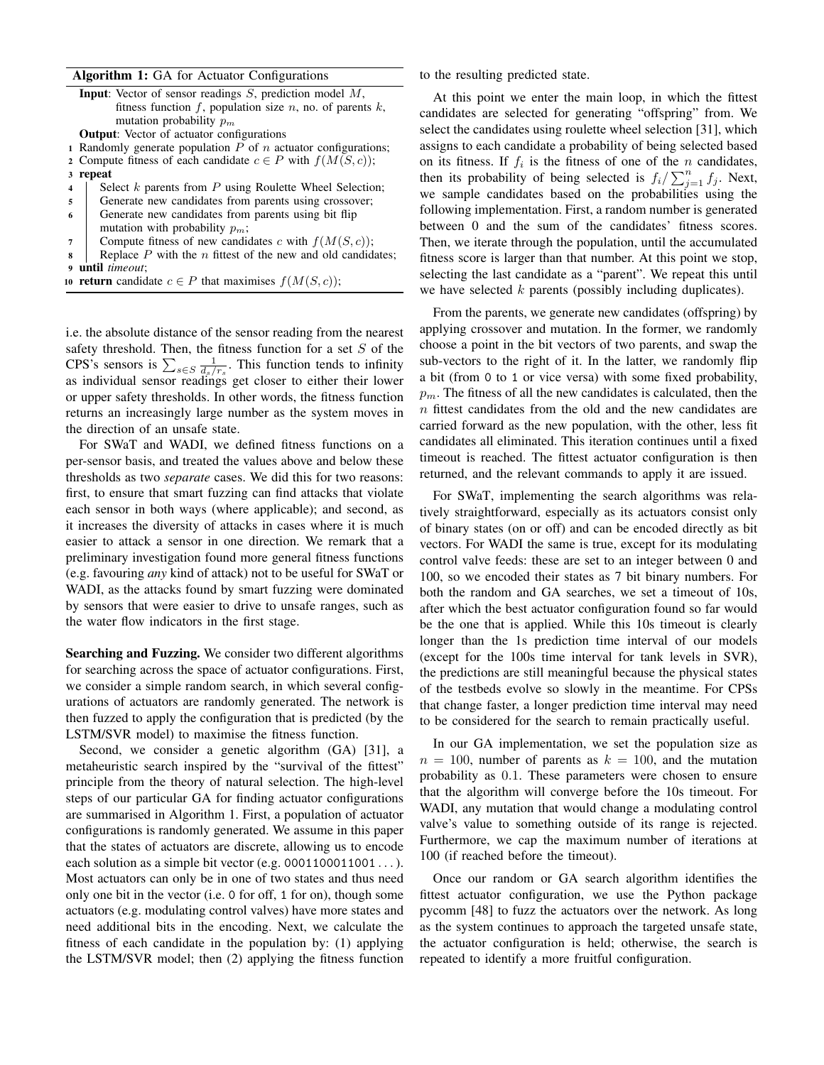**Algorithm 1:** GA for Actuator Configurations

**Input**: Vector of sensor readings $S$, prediction model $M$, fitness function $f$, population size $n$, no. of parents $k$, mutation probability $p_m$

**Output**: Vector of actuator configurations

```
1  Randomly generate population P of n actuator configurations;
2  Compute fitness of each candidate c ∈ P with f(M(S, c));
3  repeat
4      Select k parents from P using Roulette Wheel Selection;
5      Generate new candidates from parents using crossover;
6      Generate new candidates from parents using bit flip
       mutation with probability p_m;
7      Compute fitness of new candidates c with f(M(S, c));
8      Replace P with the n fittest of the new and old candidates;
9  until timeout;
10 return candidate c ∈ P that maximises f(M(S, c));
```

i.e. the absolute distance of the sensor reading from the nearest safety threshold. Then, the fitness function for a set $S$ of the CPS's sensors is $\sum_{s \in S} \frac{1}{d_s / r_s}$. This function tends to infinity as individual sensor readings get closer to either their lower or upper safety thresholds. In other words, the fitness function returns an increasingly large number as the system moves in the direction of an unsafe state.

For SWaT and WADI, we defined fitness functions on a per-sensor basis, and treated the values above and below these thresholds as two *separate* cases. We did this for two reasons: first, to ensure that smart fuzzing can find attacks that violate each sensor in both ways (where applicable); and second, as it increases the diversity of attacks in cases where it is much easier to attack a sensor in one direction. We remark that a preliminary investigation found more general fitness functions (e.g. favouring *any* kind of attack) not to be useful for SWaT or WADI, as the attacks found by smart fuzzing were dominated by sensors that were easier to drive to unsafe ranges, such as the water flow indicators in the first stage.

**Searching and Fuzzing.** We consider two different algorithms for searching across the space of actuator configurations. First, we consider a simple random search, in which several configurations of actuators are randomly generated. The network is then fuzzed to apply the configuration that is predicted (by the LSTM/SVR model) to maximise the fitness function.

Second, we consider a genetic algorithm (GA) [31], a metaheuristic search inspired by the "survival of the fittest" principle from the theory of natural selection. The high-level steps of our particular GA for finding actuator configurations are summarised in Algorithm 1. First, a population of actuator configurations is randomly generated. We assume in this paper that the states of actuators are discrete, allowing us to encode each solution as a simple bit vector (e.g. 0001100011001 . . . ). Most actuators can only be in one of two states and thus need only one bit in the vector (i.e. 0 for off, 1 for on), though some actuators (e.g. modulating control valves) have more states and need additional bits in the encoding. Next, we calculate the fitness of each candidate in the population by: (1) applying the LSTM/SVR model; then (2) applying the fitness function to the resulting predicted state.

At this point we enter the main loop, in which the fittest candidates are selected for generating "offspring" from. We select the candidates using roulette wheel selection [31], which assigns to each candidate a probability of being selected based on its fitness. If $f_i$ is the fitness of one of the $n$ candidates, then its probability of being selected is $f_i / \sum_{j=1}^{n} f_j$. Next, we sample candidates based on the probabilities using the following implementation. First, a random number is generated between 0 and the sum of the candidates' fitness scores. Then, we iterate through the population, until the accumulated fitness score is larger than that number. At this point we stop, selecting the last candidate as a "parent". We repeat this until we have selected $k$ parents (possibly including duplicates).

From the parents, we generate new candidates (offspring) by applying crossover and mutation. In the former, we randomly choose a point in the bit vectors of two parents, and swap the sub-vectors to the right of it. In the latter, we randomly flip a bit (from 0 to 1 or vice versa) with some fixed probability, $p_m$. The fitness of all the new candidates is calculated, then the $n$ fittest candidates from the old and the new candidates are carried forward as the new population, with the other, less fit candidates all eliminated. This iteration continues until a fixed timeout is reached. The fittest actuator configuration is then returned, and the relevant commands to apply it are issued.

For SWaT, implementing the search algorithms was relatively straightforward, especially as its actuators consist only of binary states (on or off) and can be encoded directly as bit vectors. For WADI the same is true, except for its modulating control valve feeds: these are set to an integer between 0 and 100, so we encoded their states as 7 bit binary numbers. For both the random and GA searches, we set a timeout of 10s, after which the best actuator configuration found so far would be the one that is applied. While this 10s timeout is clearly longer than the 1s prediction time interval of our models (except for the 100s time interval for tank levels in SVR), the predictions are still meaningful because the physical states of the testbeds evolve so slowly in the meantime. For CPSs that change faster, a longer prediction time interval may need to be considered for the search to remain practically useful.

In our GA implementation, we set the population size as $n = 100$, number of parents as $k = 100$, and the mutation probability as 0.1. These parameters were chosen to ensure that the algorithm will converge before the 10s timeout. For WADI, any mutation that would change a modulating control valve's value to something outside of its range is rejected. Furthermore, we cap the maximum number of iterations at 100 (if reached before the timeout).

Once our random or GA search algorithm identifies the fittest actuator configuration, we use the Python package pycomm [48] to fuzz the actuators over the network. As long as the system continues to approach the targeted unsafe state, the actuator configuration is held; otherwise, the search is repeated to identify a more fruitful configuration.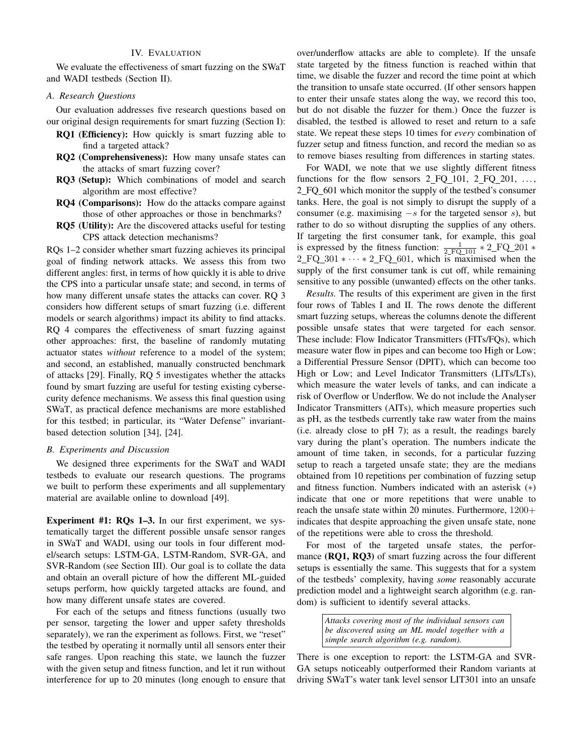## IV. Evaluation

We evaluate the effectiveness of smart fuzzing on the SWaT and WADI testbeds (Section II).

### A. Research Questions

Our evaluation addresses five research questions based on our original design requirements for smart fuzzing (Section I):

- **RQ1 (Efficiency):** How quickly is smart fuzzing able to find a targeted attack?
- **RQ2 (Comprehensiveness):** How many unsafe states can the attacks of smart fuzzing cover?
- **RQ3 (Setup):** Which combinations of model and search algorithm are most effective?
- **RQ4 (Comparisons):** How do the attacks compare against those of other approaches or those in benchmarks?
- **RQ5 (Utility):** Are the discovered attacks useful for testing CPS attack detection mechanisms?

RQs 1–2 consider whether smart fuzzing achieves its principal goal of finding network attacks. We assess this from two different angles: first, in terms of how quickly it is able to drive the CPS into a particular unsafe state; and second, in terms of how many different unsafe states the attacks can cover. RQ 3 considers how different setups of smart fuzzing (i.e. different models or search algorithms) impact its ability to find attacks. RQ 4 compares the effectiveness of smart fuzzing against other approaches: first, the baseline of randomly mutating actuator states *without* reference to a model of the system; and second, an established, manually constructed benchmark of attacks [29]. Finally, RQ 5 investigates whether the attacks found by smart fuzzing are useful for testing existing cybersecurity defence mechanisms. We assess this final question using SWaT, as practical defence mechanisms are more established for this testbed; in particular, its "Water Defense" invariant-based detection solution [34], [24].

### B. Experiments and Discussion

We designed three experiments for the SWaT and WADI testbeds to evaluate our research questions. The programs we built to perform these experiments and all supplementary material are available online to download [49].

**Experiment #1: RQs 1–3.** In our first experiment, we systematically target the different possible unsafe sensor ranges in SWaT and WADI, using our tools in four different model/search setups: LSTM-GA, LSTM-Random, SVR-GA, and SVR-Random (see Section III). Our goal is to collate the data and obtain an overall picture of how the different ML-guided setups perform, how quickly targeted attacks are found, and how many different unsafe states are covered.

For each of the setups and fitness functions (usually two per sensor, targeting the lower and upper safety thresholds separately), we ran the experiment as follows. First, we "reset" the testbed by operating it normally until all sensors enter their safe ranges. Upon reaching this state, we launch the fuzzer with the given setup and fitness function, and let it run without interference for up to 20 minutes (long enough to ensure that over/underflow attacks are able to complete). If the unsafe state targeted by the fitness function is reached within that time, we disable the fuzzer and record the time point at which the transition to unsafe state occurred. (If other sensors happen to enter their unsafe states along the way, we record this too, but do not disable the fuzzer for them.) Once the fuzzer is disabled, the testbed is allowed to reset and return to a safe state. We repeat these steps 10 times for *every* combination of fuzzer setup and fitness function, and record the median so as to remove biases resulting from differences in starting states.

For WADI, we note that we use slightly different fitness functions for the flow sensors 2_FQ_101, 2_FQ_201, ..., 2_FQ_601 which monitor the supply of the testbed's consumer tanks. Here, the goal is not simply to disrupt the supply of a consumer (e.g. maximising $-s$ for the targeted sensor $s$), but rather to do so without disrupting the supplies of any others. If targeting the first consumer tank, for example, this goal is expressed by the fitness function: $\frac{1}{\text{2\_FQ\_101}} * \text{2\_FQ\_201} * \text{2\_FQ\_301} * \cdots * \text{2\_FQ\_601}$, which is maximised when the supply of the first consumer tank is cut off, while remaining sensitive to any possible (unwanted) effects on the other tanks.

*Results.* The results of this experiment are given in the first four rows of Tables I and II. The rows denote the different smart fuzzing setups, whereas the columns denote the different possible unsafe states that were targeted for each sensor. These include: Flow Indicator Transmitters (FITs/FQs), which measure water flow in pipes and can become too High or Low; a Differential Pressure Sensor (DPIT), which can become too High or Low; and Level Indicator Transmitters (LITs/LTs), which measure the water levels of tanks, and can indicate a risk of Overflow or Underflow. We do not include the Analyser Indicator Transmitters (AITs), which measure properties such as pH, as the testbeds currently take raw water from the mains (i.e. already close to pH 7); as a result, the readings barely vary during the plant's operation. The numbers indicate the amount of time taken, in seconds, for a particular fuzzing setup to reach a targeted unsafe state; they are the medians obtained from 10 repetitions per combination of fuzzing setup and fitness function. Numbers indicated with an asterisk ($*$) indicate that one or more repetitions that were unable to reach the unsafe state within 20 minutes. Furthermore, 1200+ indicates that despite approaching the given unsafe state, none of the repetitions were able to cross the threshold.

For most of the targeted unsafe states, the performance **(RQ1, RQ3)** of smart fuzzing across the four different setups is essentially the same. This suggests that for a system of the testbeds' complexity, having *some* reasonably accurate prediction model and a lightweight search algorithm (e.g. random) is sufficient to identify several attacks.

> *Attacks covering most of the individual sensors can be discovered using an ML model together with a simple search algorithm (e.g. random).*

There is one exception to report: the LSTM-GA and SVR-GA setups noticeably outperformed their Random variants at driving SWaT's water tank level sensor LIT301 into an unsafe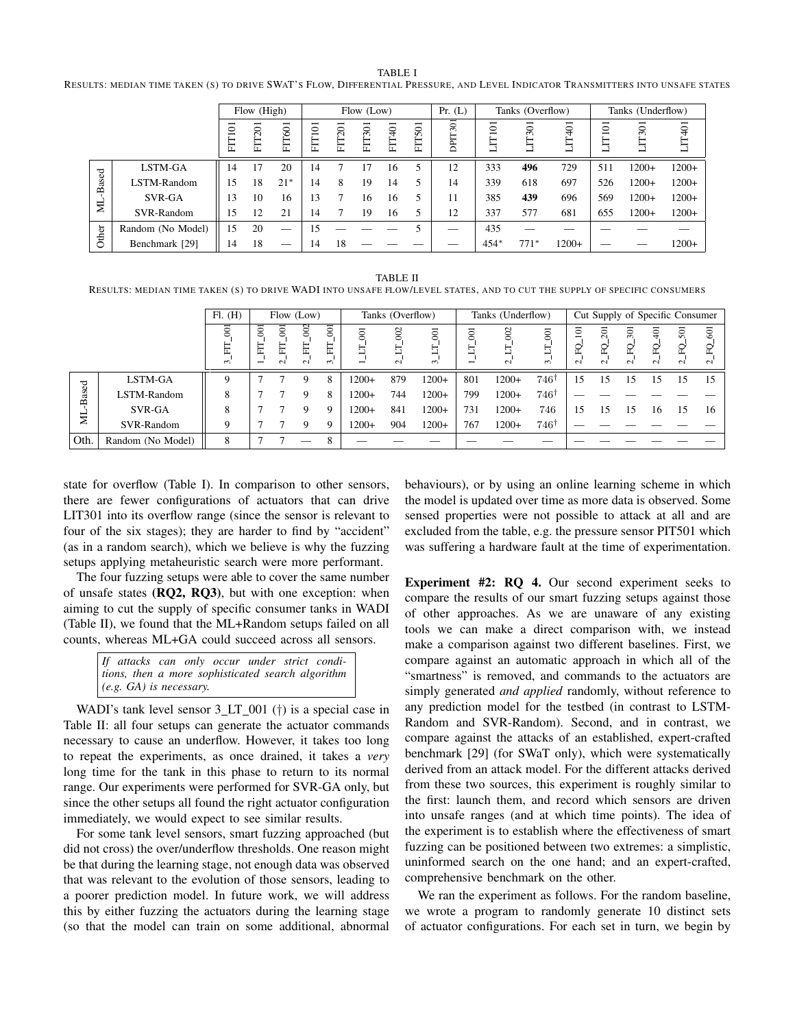TABLE I

RESULTS: MEDIAN TIME TAKEN (S) TO DRIVE SWAT'S FLOW, DIFFERENTIAL PRESSURE, AND LEVEL INDICATOR TRANSMITTERS INTO UNSAFE STATES

| | | Flow (High) | | | Flow (Low) | | | | | Pr. (L) | Tanks (Overflow) | | | Tanks (Underflow) | | |
|---|---|---|---|---|---|---|---|---|---|---|---|---|---|---|---|---|
| | | FIT101 | FIT201 | FIT601 | FIT101 | FIT201 | FIT301 | FIT401 | FIT501 | DPIT301 | LIT101 | LIT301 | LIT401 | LIT101 | LIT301 | LIT401 |
| ML-Based | LSTM-GA | 14 | 17 | 20 | 14 | 7 | 17 | 16 | 5 | 12 | 333 | **496** | 729 | 511 | 1200+ | 1200+ |
| | LSTM-Random | 15 | 18 | 21* | 14 | 8 | 19 | 14 | 5 | 14 | 339 | 618 | 697 | 526 | 1200+ | 1200+ |
| | SVR-GA | 13 | 10 | 16 | 13 | 7 | 16 | 16 | 5 | 11 | 385 | **439** | 696 | 569 | 1200+ | 1200+ |
| | SVR-Random | 15 | 12 | 21 | 14 | 7 | 19 | 16 | 5 | 12 | 337 | 577 | 681 | 655 | 1200+ | 1200+ |
| Other | Random (No Model) | 15 | 20 | — | 15 | — | — | — | 5 | — | 435 | — | — | — | — | — |
| | Benchmark [29] | 14 | 18 | — | 14 | 18 | — | — | — | — | 454* | 771* | 1200+ | — | — | 1200+ |

TABLE II

RESULTS: MEDIAN TIME TAKEN (S) TO DRIVE WADI INTO UNSAFE FLOW/LEVEL STATES, AND TO CUT THE SUPPLY OF SPECIFIC CONSUMERS

| | | Fl. (H) | Flow (Low) | | | | Tanks (Overflow) | | | Tanks (Underflow) | | | Cut Supply of Specific Consumer | | | | | |
|---|---|---|---|---|---|---|---|---|---|---|---|---|---|---|---|---|---|---|
| | | 3_FIT_001 | 1_FIT_001 | 2_FIT_001 | 2_FIT_002 | 3_FIT_001 | 1_LT_001 | 2_LT_002 | 3_LT_001 | 1_LT_001 | 2_LT_002 | 3_LT_001 | 2_FQ_101 | 2_FQ_201 | 2_FQ_301 | 2_FQ_401 | 2_FQ_501 | 2_FQ_601 |
| ML-Based | LSTM-GA | 9 | 7 | 7 | 9 | 8 | 1200+ | 879 | 1200+ | 801 | 1200+ | 746† | 15 | 15 | 15 | 15 | 15 | 15 |
| | LSTM-Random | 8 | 7 | 7 | 9 | 8 | 1200+ | 744 | 1200+ | 799 | 1200+ | 746† | — | — | — | — | — | — |
| | SVR-GA | 8 | 7 | 7 | 9 | 9 | 1200+ | 841 | 1200+ | 731 | 1200+ | 746 | 15 | 15 | 15 | 16 | 15 | 16 |
| | SVR-Random | 9 | 7 | 7 | 9 | 9 | 1200+ | 904 | 1200+ | 767 | 1200+ | 746† | — | — | — | — | — | — |
| Oth. | Random (No Model) | 8 | 7 | 7 | — | 8 | — | — | — | — | — | — | — | — | — | — | — | — |

state for overflow (Table I). In comparison to other sensors, there are fewer configurations of actuators that can drive LIT301 into its overflow range (since the sensor is relevant to four of the six stages); they are harder to find by "accident" (as in a random search), which we believe is why the fuzzing setups applying metaheuristic search were more performant.

The four fuzzing setups were able to cover the same number of unsafe states (**RQ2, RQ3**), but with one exception: when aiming to cut the supply of specific consumer tanks in WADI (Table II), we found that the ML+Random setups failed on all counts, whereas ML+GA could succeed across all sensors.

> *If attacks can only occur under strict conditions, then a more sophisticated search algorithm (e.g. GA) is necessary.*

WADI's tank level sensor 3_LT_001 (†) is a special case in Table II: all four setups can generate the actuator commands necessary to cause an underflow. However, it takes too long to repeat the experiments, as once drained, it takes a *very* long time for the tank in this phase to return to its normal range. Our experiments were performed for SVR-GA only, but since the other setups all found the right actuator configuration immediately, we would expect to see similar results.

For some tank level sensors, smart fuzzing approached (but did not cross) the over/underflow thresholds. One reason might be that during the learning stage, not enough data was observed that was relevant to the evolution of those sensors, leading to a poorer prediction model. In future work, we will address this by either fuzzing the actuators during the learning stage (so that the model can train on some additional, abnormal behaviours), or by using an online learning scheme in which the model is updated over time as more data is observed. Some sensed properties were not possible to attack at all and are excluded from the table, e.g. the pressure sensor PIT501 which was suffering a hardware fault at the time of experimentation.

**Experiment #2: RQ 4.** Our second experiment seeks to compare the results of our smart fuzzing setups against those of other approaches. As we are unaware of any existing tools we can make a direct comparison with, we instead make a comparison against two different baselines. First, we compare against an automatic approach in which all of the "smartness" is removed, and commands to the actuators are simply generated *and applied* randomly, without reference to any prediction model for the testbed (in contrast to LSTM-Random and SVR-Random). Second, and in contrast, we compare against the attacks of an established, expert-crafted benchmark [29] (for SWaT only), which were systematically derived from an attack model. For the different attacks derived from these two sources, this experiment is roughly similar to the first: launch them, and record which sensors are driven into unsafe ranges (and at which time points). The idea of the experiment is to establish where the effectiveness of smart fuzzing can be positioned between two extremes: a simplistic, uninformed search on the one hand; and an expert-crafted, comprehensive benchmark on the other.

We ran the experiment as follows. For the random baseline, we wrote a program to randomly generate 10 distinct sets of actuator configurations. For each set in turn, we begin by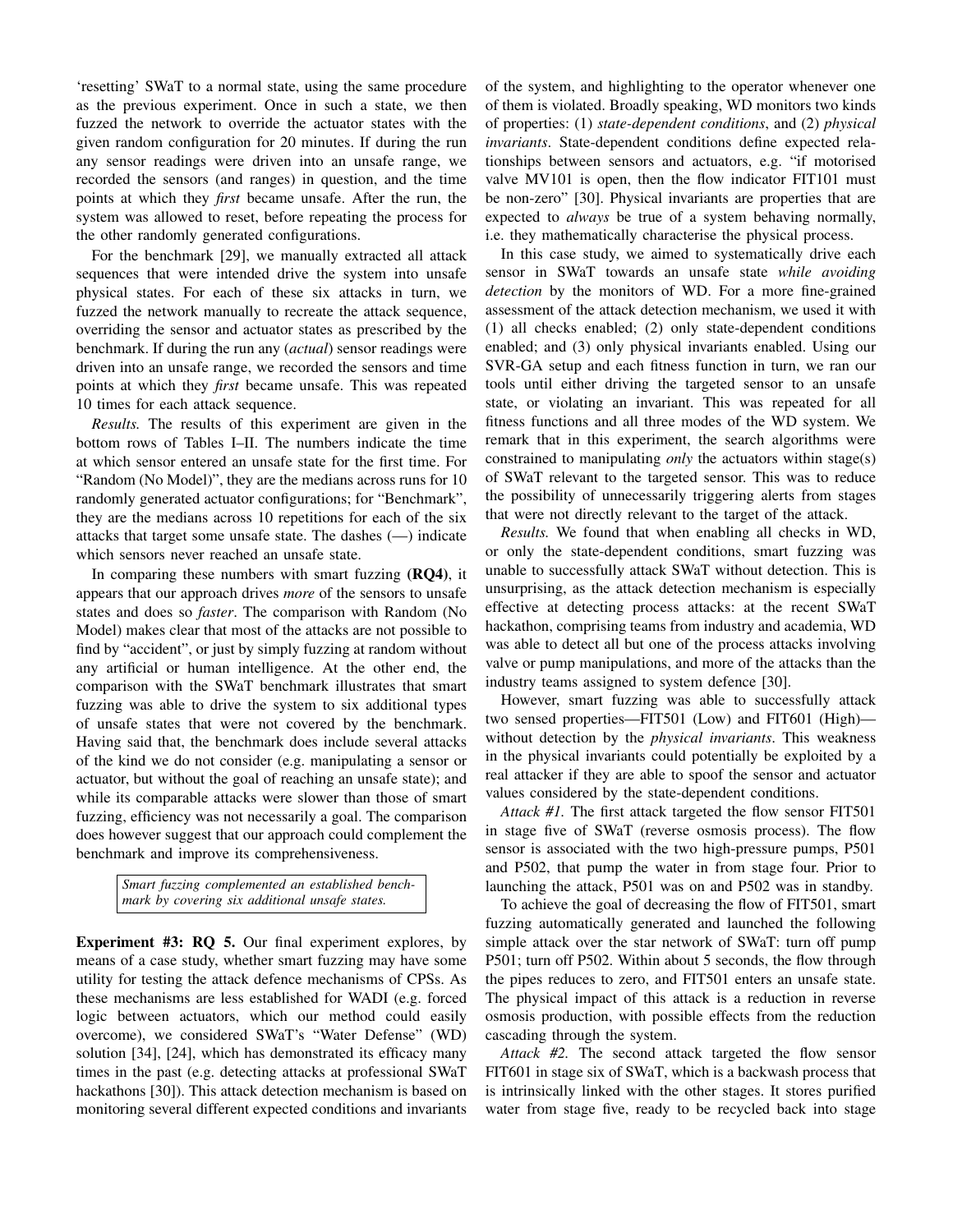'resetting' SWaT to a normal state, using the same procedure as the previous experiment. Once in such a state, we then fuzzed the network to override the actuator states with the given random configuration for 20 minutes. If during the run any sensor readings were driven into an unsafe range, we recorded the sensors (and ranges) in question, and the time points at which they *first* became unsafe. After the run, the system was allowed to reset, before repeating the process for the other randomly generated configurations.

For the benchmark [29], we manually extracted all attack sequences that were intended drive the system into unsafe physical states. For each of these six attacks in turn, we fuzzed the network manually to recreate the attack sequence, overriding the sensor and actuator states as prescribed by the benchmark. If during the run any (*actual*) sensor readings were driven into an unsafe range, we recorded the sensors and time points at which they *first* became unsafe. This was repeated 10 times for each attack sequence.

*Results.* The results of this experiment are given in the bottom rows of Tables I–II. The numbers indicate the time at which sensor entered an unsafe state for the first time. For "Random (No Model)", they are the medians across runs for 10 randomly generated actuator configurations; for "Benchmark", they are the medians across 10 repetitions for each of the six attacks that target some unsafe state. The dashes (—) indicate which sensors never reached an unsafe state.

In comparing these numbers with smart fuzzing **(RQ4)**, it appears that our approach drives *more* of the sensors to unsafe states and does so *faster*. The comparison with Random (No Model) makes clear that most of the attacks are not possible to find by "accident", or just by simply fuzzing at random without any artificial or human intelligence. At the other end, the comparison with the SWaT benchmark illustrates that smart fuzzing was able to drive the system to six additional types of unsafe states that were not covered by the benchmark. Having said that, the benchmark does include several attacks of the kind we do not consider (e.g. manipulating a sensor or actuator, but without the goal of reaching an unsafe state); and while its comparable attacks were slower than those of smart fuzzing, efficiency was not necessarily a goal. The comparison does however suggest that our approach could complement the benchmark and improve its comprehensiveness.

> *Smart fuzzing complemented an established benchmark by covering six additional unsafe states.*

**Experiment #3: RQ 5.** Our final experiment explores, by means of a case study, whether smart fuzzing may have some utility for testing the attack defence mechanisms of CPSs. As these mechanisms are less established for WADI (e.g. forced logic between actuators, which our method could easily overcome), we considered SWaT's "Water Defense" (WD) solution [34], [24], which has demonstrated its efficacy many times in the past (e.g. detecting attacks at professional SWaT hackathons [30]). This attack detection mechanism is based on monitoring several different expected conditions and invariants of the system, and highlighting to the operator whenever one of them is violated. Broadly speaking, WD monitors two kinds of properties: (1) *state-dependent conditions*, and (2) *physical invariants*. State-dependent conditions define expected relationships between sensors and actuators, e.g. "if motorised valve MV101 is open, then the flow indicator FIT101 must be non-zero" [30]. Physical invariants are properties that are expected to *always* be true of a system behaving normally, i.e. they mathematically characterise the physical process.

In this case study, we aimed to systematically drive each sensor in SWaT towards an unsafe state *while avoiding detection* by the monitors of WD. For a more fine-grained assessment of the attack detection mechanism, we used it with (1) all checks enabled; (2) only state-dependent conditions enabled; and (3) only physical invariants enabled. Using our SVR-GA setup and each fitness function in turn, we ran our tools until either driving the targeted sensor to an unsafe state, or violating an invariant. This was repeated for all fitness functions and all three modes of the WD system. We remark that in this experiment, the search algorithms were constrained to manipulating *only* the actuators within stage(s) of SWaT relevant to the targeted sensor. This was to reduce the possibility of unnecessarily triggering alerts from stages that were not directly relevant to the target of the attack.

*Results.* We found that when enabling all checks in WD, or only the state-dependent conditions, smart fuzzing was unable to successfully attack SWaT without detection. This is unsurprising, as the attack detection mechanism is especially effective at detecting process attacks: at the recent SWaT hackathon, comprising teams from industry and academia, WD was able to detect all but one of the process attacks involving valve or pump manipulations, and more of the attacks than the industry teams assigned to system defence [30].

However, smart fuzzing was able to successfully attack two sensed properties—FIT501 (Low) and FIT601 (High)—without detection by the *physical invariants*. This weakness in the physical invariants could potentially be exploited by a real attacker if they are able to spoof the sensor and actuator values considered by the state-dependent conditions.

*Attack #1.* The first attack targeted the flow sensor FIT501 in stage five of SWaT (reverse osmosis process). The flow sensor is associated with the two high-pressure pumps, P501 and P502, that pump the water in from stage four. Prior to launching the attack, P501 was on and P502 was in standby.

To achieve the goal of decreasing the flow of FIT501, smart fuzzing automatically generated and launched the following simple attack over the star network of SWaT: turn off pump P501; turn off P502. Within about 5 seconds, the flow through the pipes reduces to zero, and FIT501 enters an unsafe state. The physical impact of this attack is a reduction in reverse osmosis production, with possible effects from the reduction cascading through the system.

*Attack #2.* The second attack targeted the flow sensor FIT601 in stage six of SWaT, which is a backwash process that is intrinsically linked with the other stages. It stores purified water from stage five, ready to be recycled back into stage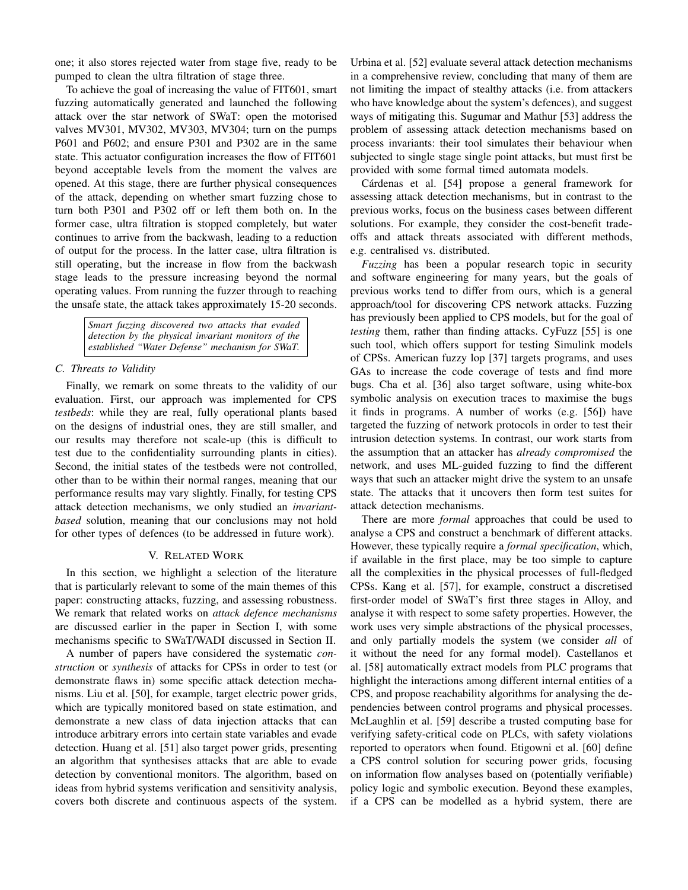one; it also stores rejected water from stage five, ready to be pumped to clean the ultra filtration of stage three.

To achieve the goal of increasing the value of FIT601, smart fuzzing automatically generated and launched the following attack over the star network of SWaT: open the motorised valves MV301, MV302, MV303, MV304; turn on the pumps P601 and P602; and ensure P301 and P302 are in the same state. This actuator configuration increases the flow of FIT601 beyond acceptable levels from the moment the valves are opened. At this stage, there are further physical consequences of the attack, depending on whether smart fuzzing chose to turn both P301 and P302 off or left them both on. In the former case, ultra filtration is stopped completely, but water continues to arrive from the backwash, leading to a reduction of output for the process. In the latter case, ultra filtration is still operating, but the increase in flow from the backwash stage leads to the pressure increasing beyond the normal operating values. From running the fuzzer through to reaching the unsafe state, the attack takes approximately 15-20 seconds.

> *Smart fuzzing discovered two attacks that evaded detection by the physical invariant monitors of the established "Water Defense" mechanism for SWaT.*

### C. Threats to Validity

Finally, we remark on some threats to the validity of our evaluation. First, our approach was implemented for CPS *testbeds*: while they are real, fully operational plants based on the designs of industrial ones, they are still smaller, and our results may therefore not scale-up (this is difficult to test due to the confidentiality surrounding plants in cities). Second, the initial states of the testbeds were not controlled, other than to be within their normal ranges, meaning that our performance results may vary slightly. Finally, for testing CPS attack detection mechanisms, we only studied an *invariant-based* solution, meaning that our conclusions may not hold for other types of defences (to be addressed in future work).

## V. Related Work

In this section, we highlight a selection of the literature that is particularly relevant to some of the main themes of this paper: constructing attacks, fuzzing, and assessing robustness. We remark that related works on *attack defence mechanisms* are discussed earlier in the paper in Section I, with some mechanisms specific to SWaT/WADI discussed in Section II.

A number of papers have considered the systematic *construction* or *synthesis* of attacks for CPSs in order to test (or demonstrate flaws in) some specific attack detection mechanisms. Liu et al. [50], for example, target electric power grids, which are typically monitored based on state estimation, and demonstrate a new class of data injection attacks that can introduce arbitrary errors into certain state variables and evade detection. Huang et al. [51] also target power grids, presenting an algorithm that synthesises attacks that are able to evade detection by conventional monitors. The algorithm, based on ideas from hybrid systems verification and sensitivity analysis, covers both discrete and continuous aspects of the system. Urbina et al. [52] evaluate several attack detection mechanisms in a comprehensive review, concluding that many of them are not limiting the impact of stealthy attacks (i.e. from attackers who have knowledge about the system's defences), and suggest ways of mitigating this. Sugumar and Mathur [53] address the problem of assessing attack detection mechanisms based on process invariants: their tool simulates their behaviour when subjected to single stage single point attacks, but must first be provided with some formal timed automata models.

Cárdenas et al. [54] propose a general framework for assessing attack detection mechanisms, but in contrast to the previous works, focus on the business cases between different solutions. For example, they consider the cost-benefit trade-offs and attack threats associated with different methods, e.g. centralised vs. distributed.

*Fuzzing* has been a popular research topic in security and software engineering for many years, but the goals of previous works tend to differ from ours, which is a general approach/tool for discovering CPS network attacks. Fuzzing has previously been applied to CPS models, but for the goal of *testing* them, rather than finding attacks. CyFuzz [55] is one such tool, which offers support for testing Simulink models of CPSs. American fuzzy lop [37] targets programs, and uses GAs to increase the code coverage of tests and find more bugs. Cha et al. [36] also target software, using white-box symbolic analysis on execution traces to maximise the bugs it finds in programs. A number of works (e.g. [56]) have targeted the fuzzing of network protocols in order to test their intrusion detection systems. In contrast, our work starts from the assumption that an attacker has *already compromised* the network, and uses ML-guided fuzzing to find the different ways that such an attacker might drive the system to an unsafe state. The attacks that it uncovers then form test suites for attack detection mechanisms.

There are more *formal* approaches that could be used to analyse a CPS and construct a benchmark of different attacks. However, these typically require a *formal specification*, which, if available in the first place, may be too simple to capture all the complexities in the physical processes of full-fledged CPSs. Kang et al. [57], for example, construct a discretised first-order model of SWaT's first three stages in Alloy, and analyse it with respect to some safety properties. However, the work uses very simple abstractions of the physical processes, and only partially models the system (we consider *all* of it without the need for any formal model). Castellanos et al. [58] automatically extract models from PLC programs that highlight the interactions among different internal entities of a CPS, and propose reachability algorithms for analysing the dependencies between control programs and physical processes. McLaughlin et al. [59] describe a trusted computing base for verifying safety-critical code on PLCs, with safety violations reported to operators when found. Etigowni et al. [60] define a CPS control solution for securing power grids, focusing on information flow analyses based on (potentially verifiable) policy logic and symbolic execution. Beyond these examples, if a CPS can be modelled as a hybrid system, there are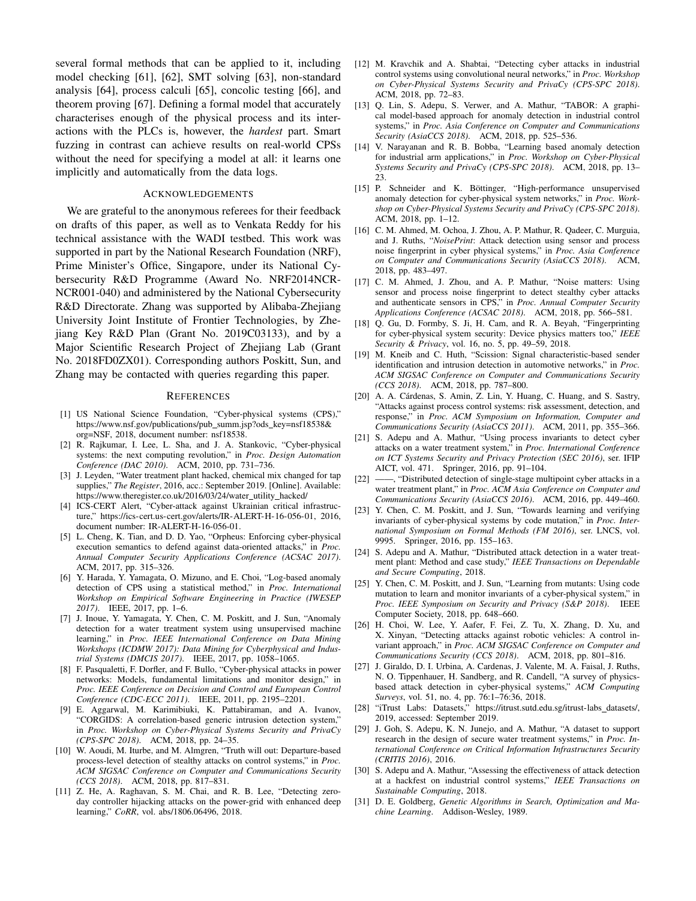several formal methods that can be applied to it, including model checking [61], [62], SMT solving [63], non-standard analysis [64], process calculi [65], concolic testing [66], and theorem proving [67]. Defining a formal model that accurately characterises enough of the physical process and its interactions with the PLCs is, however, the *hardest* part. Smart fuzzing in contrast can achieve results on real-world CPSs without the need for specifying a model at all: it learns one implicitly and automatically from the data logs.

## Acknowledgements

We are grateful to the anonymous referees for their feedback on drafts of this paper, as well as to Venkata Reddy for his technical assistance with the WADI testbed. This work was supported in part by the National Research Foundation (NRF), Prime Minister's Office, Singapore, under its National Cybersecurity R&D Programme (Award No. NRF2014NCR-NCR001-040) and administered by the National Cybersecurity R&D Directorate. Zhang was supported by Alibaba-Zhejiang University Joint Institute of Frontier Technologies, by Zhejiang Key R&D Plan (Grant No. 2019C03133), and by a Major Scientific Research Project of Zhejiang Lab (Grant No. 2018FD0ZX01). Corresponding authors Poskitt, Sun, and Zhang may be contacted with queries regarding this paper.

## References

[1] US National Science Foundation, "Cyber-physical systems (CPS)," https://www.nsf.gov/publications/pub_summ.jsp?ods_key=nsf18538&org=NSF, 2018, document number: nsf18538.

[2] R. Rajkumar, I. Lee, L. Sha, and J. A. Stankovic, "Cyber-physical systems: the next computing revolution," in *Proc. Design Automation Conference (DAC 2010)*. ACM, 2010, pp. 731–736.

[3] J. Leyden, "Water treatment plant hacked, chemical mix changed for tap supplies," *The Register*, 2016, acc.: September 2019. [Online]. Available: https://www.theregister.co.uk/2016/03/24/water_utility_hacked/

[4] ICS-CERT Alert, "Cyber-attack against Ukrainian critical infrastructure," https://ics-cert.us-cert.gov/alerts/IR-ALERT-H-16-056-01, 2016, document number: IR-ALERT-H-16-056-01.

[5] L. Cheng, K. Tian, and D. D. Yao, "Orpheus: Enforcing cyber-physical execution semantics to defend against data-oriented attacks," in *Proc. Annual Computer Security Applications Conference (ACSAC 2017)*. ACM, 2017, pp. 315–326.

[6] Y. Harada, Y. Yamagata, O. Mizuno, and E. Choi, "Log-based anomaly detection of CPS using a statistical method," in *Proc. International Workshop on Empirical Software Engineering in Practice (IWESEP 2017)*. IEEE, 2017, pp. 1–6.

[7] J. Inoue, Y. Yamagata, Y. Chen, C. M. Poskitt, and J. Sun, "Anomaly detection for a water treatment system using unsupervised machine learning," in *Proc. IEEE International Conference on Data Mining Workshops (ICDMW 2017): Data Mining for Cyberphysical and Industrial Systems (DMCIS 2017)*. IEEE, 2017, pp. 1058–1065.

[8] F. Pasqualetti, F. Dorfler, and F. Bullo, "Cyber-physical attacks in power networks: Models, fundamental limitations and monitor design," in *Proc. IEEE Conference on Decision and Control and European Control Conference (CDC-ECC 2011)*. IEEE, 2011, pp. 2195–2201.

[9] E. Aggarwal, M. Karimibiuki, K. Pattabiraman, and A. Ivanov, "CORGIDS: A correlation-based generic intrusion detection system," in *Proc. Workshop on Cyber-Physical Systems Security and PrivaCy (CPS-SPC 2018)*. ACM, 2018, pp. 24–35.

[10] W. Aoudi, M. Iturbe, and M. Almgren, "Truth will out: Departure-based process-level detection of stealthy attacks on control systems," in *Proc. ACM SIGSAC Conference on Computer and Communications Security (CCS 2018)*. ACM, 2018, pp. 817–831.

[11] Z. He, A. Raghavan, S. M. Chai, and R. B. Lee, "Detecting zero-day controller hijacking attacks on the power-grid with enhanced deep learning," *CoRR*, vol. abs/1806.06496, 2018.

[12] M. Kravchik and A. Shabtai, "Detecting cyber attacks in industrial control systems using convolutional neural networks," in *Proc. Workshop on Cyber-Physical Systems Security and PrivaCy (CPS-SPC 2018)*. ACM, 2018, pp. 72–83.

[13] Q. Lin, S. Adepu, S. Verwer, and A. Mathur, "TABOR: A graphical model-based approach for anomaly detection in industrial control systems," in *Proc. Asia Conference on Computer and Communications Security (AsiaCCS 2018)*. ACM, 2018, pp. 525–536.

[14] V. Narayanan and R. B. Bobba, "Learning based anomaly detection for industrial arm applications," in *Proc. Workshop on Cyber-Physical Systems Security and PrivaCy (CPS-SPC 2018)*. ACM, 2018, pp. 13–23.

[15] P. Schneider and K. Böttinger, "High-performance unsupervised anomaly detection for cyber-physical system networks," in *Proc. Workshop on Cyber-Physical Systems Security and PrivaCy (CPS-SPC 2018)*. ACM, 2018, pp. 1–12.

[16] C. M. Ahmed, M. Ochoa, J. Zhou, A. P. Mathur, R. Qadeer, C. Murguia, and J. Ruths, "*NoisePrint*: Attack detection using sensor and process noise fingerprint in cyber physical systems," in *Proc. Asia Conference on Computer and Communications Security (AsiaCCS 2018)*. ACM, 2018, pp. 483–497.

[17] C. M. Ahmed, J. Zhou, and A. P. Mathur, "Noise matters: Using sensor and process noise fingerprint to detect stealthy cyber attacks and authenticate sensors in CPS," in *Proc. Annual Computer Security Applications Conference (ACSAC 2018)*. ACM, 2018, pp. 566–581.

[18] Q. Gu, D. Formby, S. Ji, H. Cam, and R. A. Beyah, "Fingerprinting for cyber-physical system security: Device physics matters too," *IEEE Security & Privacy*, vol. 16, no. 5, pp. 49–59, 2018.

[19] M. Kneib and C. Huth, "Scission: Signal characteristic-based sender identification and intrusion detection in automotive networks," in *Proc. ACM SIGSAC Conference on Computer and Communications Security (CCS 2018)*. ACM, 2018, pp. 787–800.

[20] A. A. Cárdenas, S. Amin, Z. Lin, Y. Huang, C. Huang, and S. Sastry, "Attacks against process control systems: risk assessment, detection, and response," in *Proc. ACM Symposium on Information, Computer and Communications Security (AsiaCCS 2011)*. ACM, 2011, pp. 355–366.

[21] S. Adepu and A. Mathur, "Using process invariants to detect cyber attacks on a water treatment system," in *Proc. International Conference on ICT Systems Security and Privacy Protection (SEC 2016)*, ser. IFIP AICT, vol. 471. Springer, 2016, pp. 91–104.

[22] ——, "Distributed detection of single-stage multipoint cyber attacks in a water treatment plant," in *Proc. ACM Asia Conference on Computer and Communications Security (AsiaCCS 2016)*. ACM, 2016, pp. 449–460.

[23] Y. Chen, C. M. Poskitt, and J. Sun, "Towards learning and verifying invariants of cyber-physical systems by code mutation," in *Proc. International Symposium on Formal Methods (FM 2016)*, ser. LNCS, vol. 9995. Springer, 2016, pp. 155–163.

[24] S. Adepu and A. Mathur, "Distributed attack detection in a water treatment plant: Method and case study," *IEEE Transactions on Dependable and Secure Computing*, 2018.

[25] Y. Chen, C. M. Poskitt, and J. Sun, "Learning from mutants: Using code mutation to learn and monitor invariants of a cyber-physical system," in *Proc. IEEE Symposium on Security and Privacy (S&P 2018)*. IEEE Computer Society, 2018, pp. 648–660.

[26] H. Choi, W. Lee, Y. Aafer, F. Fei, Z. Tu, X. Zhang, D. Xu, and X. Xinyan, "Detecting attacks against robotic vehicles: A control invariant approach," in *Proc. ACM SIGSAC Conference on Computer and Communications Security (CCS 2018)*. ACM, 2018, pp. 801–816.

[27] J. Giraldo, D. I. Urbina, A. Cardenas, J. Valente, M. A. Faisal, J. Ruths, N. O. Tippenhauer, H. Sandberg, and R. Candell, "A survey of physics-based attack detection in cyber-physical systems," *ACM Computing Surveys*, vol. 51, no. 4, pp. 76:1–76:36, 2018.

[28] "iTrust Labs: Datasets," https://itrust.sutd.edu.sg/itrust-labs_datasets/, 2019, accessed: September 2019.

[29] J. Goh, S. Adepu, K. N. Junejo, and A. Mathur, "A dataset to support research in the design of secure water treatment systems," in *Proc. International Conference on Critical Information Infrastructures Security (CRITIS 2016)*, 2016.

[30] S. Adepu and A. Mathur, "Assessing the effectiveness of attack detection at a hackfest on industrial control systems," *IEEE Transactions on Sustainable Computing*, 2018.

[31] D. E. Goldberg, *Genetic Algorithms in Search, Optimization and Machine Learning*. Addison-Wesley, 1989.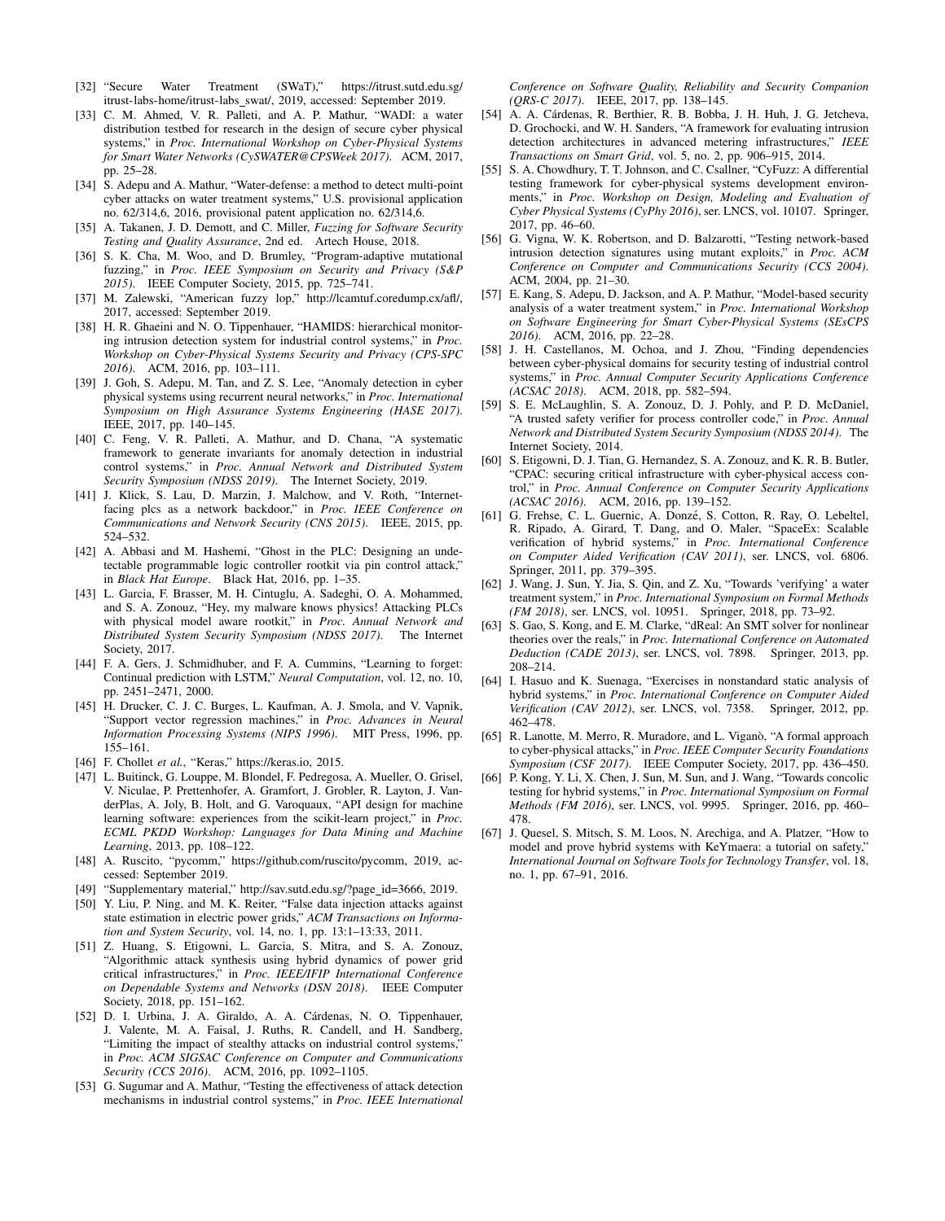[32] "Secure Water Treatment (SWaT)," https://itrust.sutd.edu.sg/itrust-labs-home/itrust-labs_swat/, 2019, accessed: September 2019.

[33] C. M. Ahmed, V. R. Palleti, and A. P. Mathur, "WADI: a water distribution testbed for research in the design of secure cyber physical systems," in *Proc. International Workshop on Cyber-Physical Systems for Smart Water Networks (CySWATER@CPSWeek 2017)*. ACM, 2017, pp. 25–28.

[34] S. Adepu and A. Mathur, "Water-defense: a method to detect multi-point cyber attacks on water treatment systems," U.S. provisional application no. 62/314,6, 2016, provisional patent application no. 62/314,6.

[35] A. Takanen, J. D. Demott, and C. Miller, *Fuzzing for Software Security Testing and Quality Assurance*, 2nd ed. Artech House, 2018.

[36] S. K. Cha, M. Woo, and D. Brumley, "Program-adaptive mutational fuzzing," in *Proc. IEEE Symposium on Security and Privacy (S&P 2015)*. IEEE Computer Society, 2015, pp. 725–741.

[37] M. Zalewski, "American fuzzy lop," http://lcamtuf.coredump.cx/afl/, 2017, accessed: September 2019.

[38] H. R. Ghaeini and N. O. Tippenhauer, "HAMIDS: hierarchical monitoring intrusion detection system for industrial control systems," in *Proc. Workshop on Cyber-Physical Systems Security and Privacy (CPS-SPC 2016)*. ACM, 2016, pp. 103–111.

[39] J. Goh, S. Adepu, M. Tan, and Z. S. Lee, "Anomaly detection in cyber physical systems using recurrent neural networks," in *Proc. International Symposium on High Assurance Systems Engineering (HASE 2017)*. IEEE, 2017, pp. 140–145.

[40] C. Feng, V. R. Palleti, A. Mathur, and D. Chana, "A systematic framework to generate invariants for anomaly detection in industrial control systems," in *Proc. Annual Network and Distributed System Security Symposium (NDSS 2019)*. The Internet Society, 2019.

[41] J. Klick, S. Lau, D. Marzin, J. Malchow, and V. Roth, "Internet-facing plcs as a network backdoor," in *Proc. IEEE Conference on Communications and Network Security (CNS 2015)*. IEEE, 2015, pp. 524–532.

[42] A. Abbasi and M. Hashemi, "Ghost in the PLC: Designing an undetectable programmable logic controller rootkit via pin control attack," in *Black Hat Europe*. Black Hat, 2016, pp. 1–35.

[43] L. Garcia, F. Brasser, M. H. Cintuglu, A. Sadeghi, O. A. Mohammed, and S. A. Zonouz, "Hey, my malware knows physics! Attacking PLCs with physical model aware rootkit," in *Proc. Annual Network and Distributed System Security Symposium (NDSS 2017)*. The Internet Society, 2017.

[44] F. A. Gers, J. Schmidhuber, and F. A. Cummins, "Learning to forget: Continual prediction with LSTM," *Neural Computation*, vol. 12, no. 10, pp. 2451–2471, 2000.

[45] H. Drucker, C. J. C. Burges, L. Kaufman, A. J. Smola, and V. Vapnik, "Support vector regression machines," in *Proc. Advances in Neural Information Processing Systems (NIPS 1996)*. MIT Press, 1996, pp. 155–161.

[46] F. Chollet *et al.*, "Keras," https://keras.io, 2015.

[47] L. Buitinck, G. Louppe, M. Blondel, F. Pedregosa, A. Mueller, O. Grisel, V. Niculae, P. Prettenhofer, A. Gramfort, J. Grobler, R. Layton, J. VanderPlas, A. Joly, B. Holt, and G. Varoquaux, "API design for machine learning software: experiences from the scikit-learn project," in *Proc. ECML PKDD Workshop: Languages for Data Mining and Machine Learning*, 2013, pp. 108–122.

[48] A. Ruscito, "pycomm," https://github.com/ruscito/pycomm, 2019, accessed: September 2019.

[49] "Supplementary material," http://sav.sutd.edu.sg/?page_id=3666, 2019.

[50] Y. Liu, P. Ning, and M. K. Reiter, "False data injection attacks against state estimation in electric power grids," *ACM Transactions on Information and System Security*, vol. 14, no. 1, pp. 13:1–13:33, 2011.

[51] Z. Huang, S. Etigowni, L. Garcia, S. Mitra, and S. A. Zonouz, "Algorithmic attack synthesis using hybrid dynamics of power grid critical infrastructures," in *Proc. IEEE/IFIP International Conference on Dependable Systems and Networks (DSN 2018)*. IEEE Computer Society, 2018, pp. 151–162.

[52] D. I. Urbina, J. A. Giraldo, A. A. Cárdenas, N. O. Tippenhauer, J. Valente, M. A. Faisal, J. Ruths, R. Candell, and H. Sandberg, "Limiting the impact of stealthy attacks on industrial control systems," in *Proc. ACM SIGSAC Conference on Computer and Communications Security (CCS 2016)*. ACM, 2016, pp. 1092–1105.

[53] G. Sugumar and A. Mathur, "Testing the effectiveness of attack detection mechanisms in industrial control systems," in *Proc. IEEE International Conference on Software Quality, Reliability and Security Companion (QRS-C 2017)*. IEEE, 2017, pp. 138–145.

[54] A. A. Cárdenas, R. Berthier, R. B. Bobba, J. H. Huh, J. G. Jetcheva, D. Grochocki, and W. H. Sanders, "A framework for evaluating intrusion detection architectures in advanced metering infrastructures," *IEEE Transactions on Smart Grid*, vol. 5, no. 2, pp. 906–915, 2014.

[55] S. A. Chowdhury, T. T. Johnson, and C. Csallner, "CyFuzz: A differential testing framework for cyber-physical systems development environments," in *Proc. Workshop on Design, Modeling and Evaluation of Cyber Physical Systems (CyPhy 2016)*, ser. LNCS, vol. 10107. Springer, 2017, pp. 46–60.

[56] G. Vigna, W. K. Robertson, and D. Balzarotti, "Testing network-based intrusion detection signatures using mutant exploits," in *Proc. ACM Conference on Computer and Communications Security (CCS 2004)*. ACM, 2004, pp. 21–30.

[57] E. Kang, S. Adepu, D. Jackson, and A. P. Mathur, "Model-based security analysis of a water treatment system," in *Proc. International Workshop on Software Engineering for Smart Cyber-Physical Systems (SEsCPS 2016)*. ACM, 2016, pp. 22–28.

[58] J. H. Castellanos, M. Ochoa, and J. Zhou, "Finding dependencies between cyber-physical domains for security testing of industrial control systems," in *Proc. Annual Computer Security Applications Conference (ACSAC 2018)*. ACM, 2018, pp. 582–594.

[59] S. E. McLaughlin, S. A. Zonouz, D. J. Pohly, and P. D. McDaniel, "A trusted safety verifier for process controller code," in *Proc. Annual Network and Distributed System Security Symposium (NDSS 2014)*. The Internet Society, 2014.

[60] S. Etigowni, D. J. Tian, G. Hernandez, S. A. Zonouz, and K. R. B. Butler, "CPAC: securing critical infrastructure with cyber-physical access control," in *Proc. Annual Conference on Computer Security Applications (ACSAC 2016)*. ACM, 2016, pp. 139–152.

[61] G. Frehse, C. L. Guernic, A. Donzé, S. Cotton, R. Ray, O. Lebeltel, R. Ripado, A. Girard, T. Dang, and O. Maler, "SpaceEx: Scalable verification of hybrid systems," in *Proc. International Conference on Computer Aided Verification (CAV 2011)*, ser. LNCS, vol. 6806. Springer, 2011, pp. 379–395.

[62] J. Wang, J. Sun, Y. Jia, S. Qin, and Z. Xu, "Towards 'verifying' a water treatment system," in *Proc. International Symposium on Formal Methods (FM 2018)*, ser. LNCS, vol. 10951. Springer, 2018, pp. 73–92.

[63] S. Gao, S. Kong, and E. M. Clarke, "dReal: An SMT solver for nonlinear theories over the reals," in *Proc. International Conference on Automated Deduction (CADE 2013)*, ser. LNCS, vol. 7898. Springer, 2013, pp. 208–214.

[64] I. Hasuo and K. Suenaga, "Exercises in nonstandard static analysis of hybrid systems," in *Proc. International Conference on Computer Aided Verification (CAV 2012)*, ser. LNCS, vol. 7358. Springer, 2012, pp. 462–478.

[65] R. Lanotte, M. Merro, R. Muradore, and L. Viganò, "A formal approach to cyber-physical attacks," in *Proc. IEEE Computer Security Foundations Symposium (CSF 2017)*. IEEE Computer Society, 2017, pp. 436–450.

[66] P. Kong, Y. Li, X. Chen, J. Sun, M. Sun, and J. Wang, "Towards concolic testing for hybrid systems," in *Proc. International Symposium on Formal Methods (FM 2016)*, ser. LNCS, vol. 9995. Springer, 2016, pp. 460–478.

[67] J. Quesel, S. Mitsch, S. M. Loos, N. Arechiga, and A. Platzer, "How to model and prove hybrid systems with KeYmaera: a tutorial on safety," *International Journal on Software Tools for Technology Transfer*, vol. 18, no. 1, pp. 67–91, 2016.